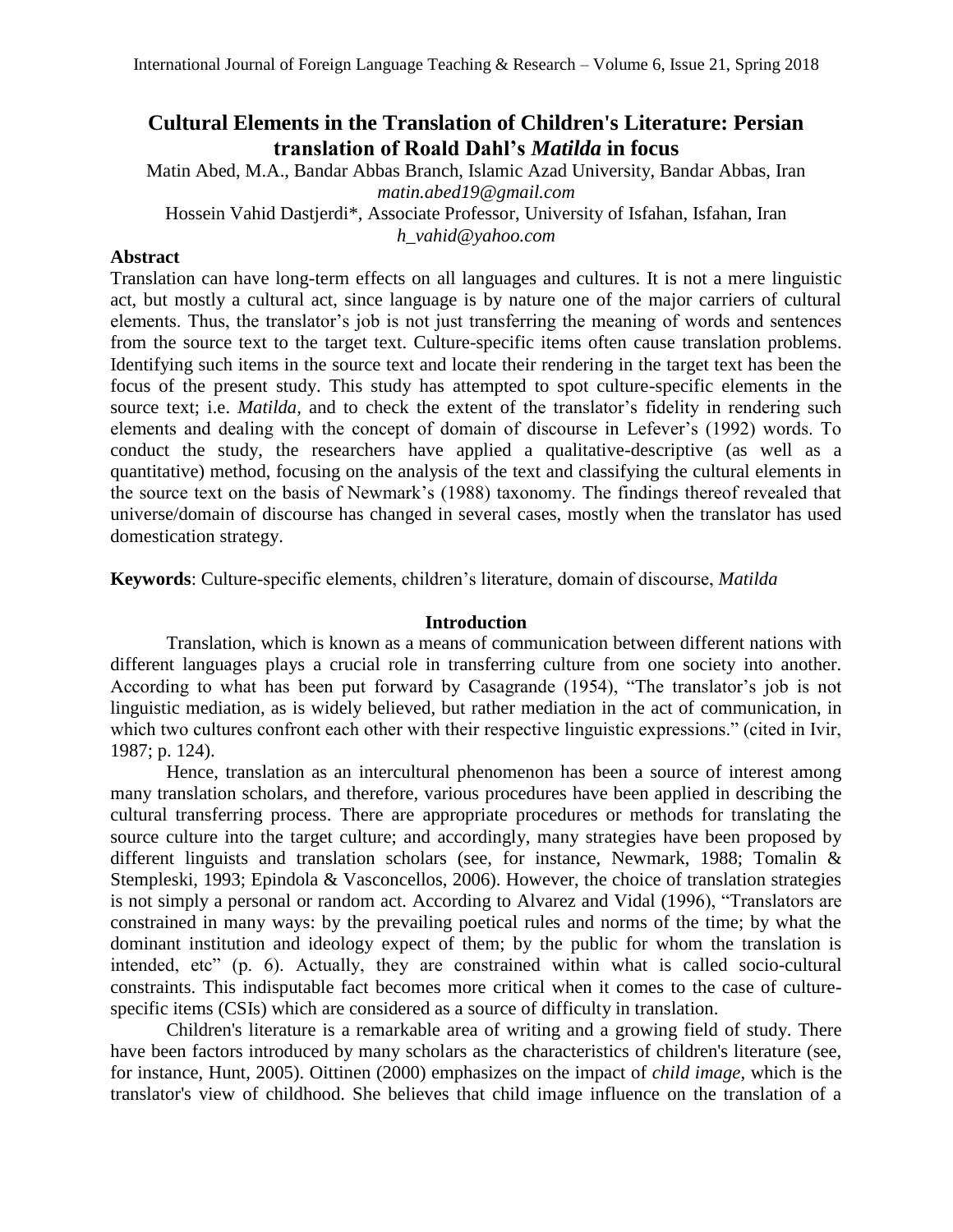# Cultural Elements in the Translation of Children's Literature: Persian translation of Roald Dahl's *Matilda* in focus

Matin Abed, M.A., Bandar Abbas Branch, Islamic Azad University, Bandar Abbas, Iran
*matin.abed19@gmail.com*

Hossein Vahid Dastjerdi*, Associate Professor, University of Isfahan, Isfahan, Iran
*h_vahid@yahoo.com*

## Abstract

Translation can have long-term effects on all languages and cultures. It is not a mere linguistic act, but mostly a cultural act, since language is by nature one of the major carriers of cultural elements. Thus, the translator's job is not just transferring the meaning of words and sentences from the source text to the target text. Culture-specific items often cause translation problems. Identifying such items in the source text and locate their rendering in the target text has been the focus of the present study. This study has attempted to spot culture-specific elements in the source text; i.e. *Matilda,* and to check the extent of the translator's fidelity in rendering such elements and dealing with the concept of domain of discourse in Lefever's (1992) words. To conduct the study, the researchers have applied a qualitative-descriptive (as well as a quantitative) method, focusing on the analysis of the text and classifying the cultural elements in the source text on the basis of Newmark's (1988) taxonomy. The findings thereof revealed that universe/domain of discourse has changed in several cases, mostly when the translator has used domestication strategy.

**Keywords**: Culture-specific elements, children's literature, domain of discourse, *Matilda*

## Introduction

Translation, which is known as a means of communication between different nations with different languages plays a crucial role in transferring culture from one society into another. According to what has been put forward by Casagrande (1954), "The translator's job is not linguistic mediation, as is widely believed, but rather mediation in the act of communication, in which two cultures confront each other with their respective linguistic expressions." (cited in Ivir, 1987; p. 124).

Hence, translation as an intercultural phenomenon has been a source of interest among many translation scholars, and therefore, various procedures have been applied in describing the cultural transferring process. There are appropriate procedures or methods for translating the source culture into the target culture; and accordingly, many strategies have been proposed by different linguists and translation scholars (see, for instance, Newmark, 1988; Tomalin & Stempleski, 1993; Epindola & Vasconcellos, 2006). However, the choice of translation strategies is not simply a personal or random act. According to Alvarez and Vidal (1996), "Translators are constrained in many ways: by the prevailing poetical rules and norms of the time; by what the dominant institution and ideology expect of them; by the public for whom the translation is intended, etc" (p. 6). Actually, they are constrained within what is called socio-cultural constraints. This indisputable fact becomes more critical when it comes to the case of culture-specific items (CSIs) which are considered as a source of difficulty in translation.

Children's literature is a remarkable area of writing and a growing field of study. There have been factors introduced by many scholars as the characteristics of children's literature (see, for instance, Hunt, 2005). Oittinen (2000) emphasizes on the impact of *child image*, which is the translator's view of childhood. She believes that child image influence on the translation of a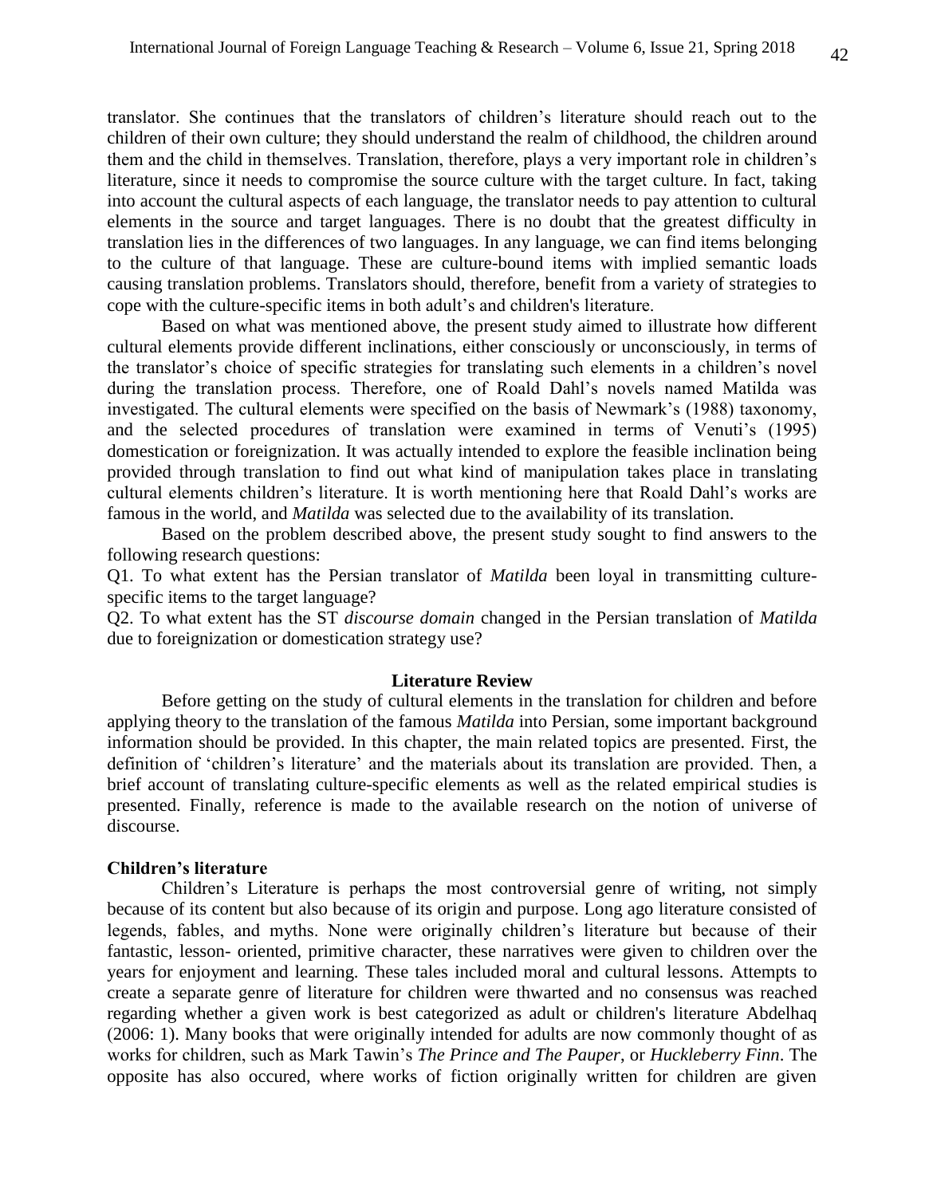translator. She continues that the translators of children's literature should reach out to the children of their own culture; they should understand the realm of childhood, the children around them and the child in themselves. Translation, therefore, plays a very important role in children's literature, since it needs to compromise the source culture with the target culture. In fact, taking into account the cultural aspects of each language, the translator needs to pay attention to cultural elements in the source and target languages. There is no doubt that the greatest difficulty in translation lies in the differences of two languages. In any language, we can find items belonging to the culture of that language. These are culture-bound items with implied semantic loads causing translation problems. Translators should, therefore, benefit from a variety of strategies to cope with the culture-specific items in both adult's and children's literature.

Based on what was mentioned above, the present study aimed to illustrate how different cultural elements provide different inclinations, either consciously or unconsciously, in terms of the translator's choice of specific strategies for translating such elements in a children's novel during the translation process. Therefore, one of Roald Dahl's novels named Matilda was investigated. The cultural elements were specified on the basis of Newmark's (1988) taxonomy, and the selected procedures of translation were examined in terms of Venuti's (1995) domestication or foreignization. It was actually intended to explore the feasible inclination being provided through translation to find out what kind of manipulation takes place in translating cultural elements children's literature. It is worth mentioning here that Roald Dahl's works are famous in the world, and *Matilda* was selected due to the availability of its translation.

Based on the problem described above, the present study sought to find answers to the following research questions:

Q1. To what extent has the Persian translator of *Matilda* been loyal in transmitting culture-specific items to the target language?

Q2. To what extent has the ST *discourse domain* changed in the Persian translation of *Matilda* due to foreignization or domestication strategy use?

## Literature Review

Before getting on the study of cultural elements in the translation for children and before applying theory to the translation of the famous *Matilda* into Persian, some important background information should be provided. In this chapter, the main related topics are presented. First, the definition of 'children's literature' and the materials about its translation are provided. Then, a brief account of translating culture-specific elements as well as the related empirical studies is presented. Finally, reference is made to the available research on the notion of universe of discourse.

### Children's literature

Children's Literature is perhaps the most controversial genre of writing, not simply because of its content but also because of its origin and purpose. Long ago literature consisted of legends, fables, and myths. None were originally children's literature but because of their fantastic, lesson- oriented, primitive character, these narratives were given to children over the years for enjoyment and learning. These tales included moral and cultural lessons. Attempts to create a separate genre of literature for children were thwarted and no consensus was reached regarding whether a given work is best categorized as adult or children's literature Abdelhaq (2006: 1). Many books that were originally intended for adults are now commonly thought of as works for children, such as Mark Tawin's *The Prince and The Pauper*, or *Huckleberry Finn*. The opposite has also occured, where works of fiction originally written for children are given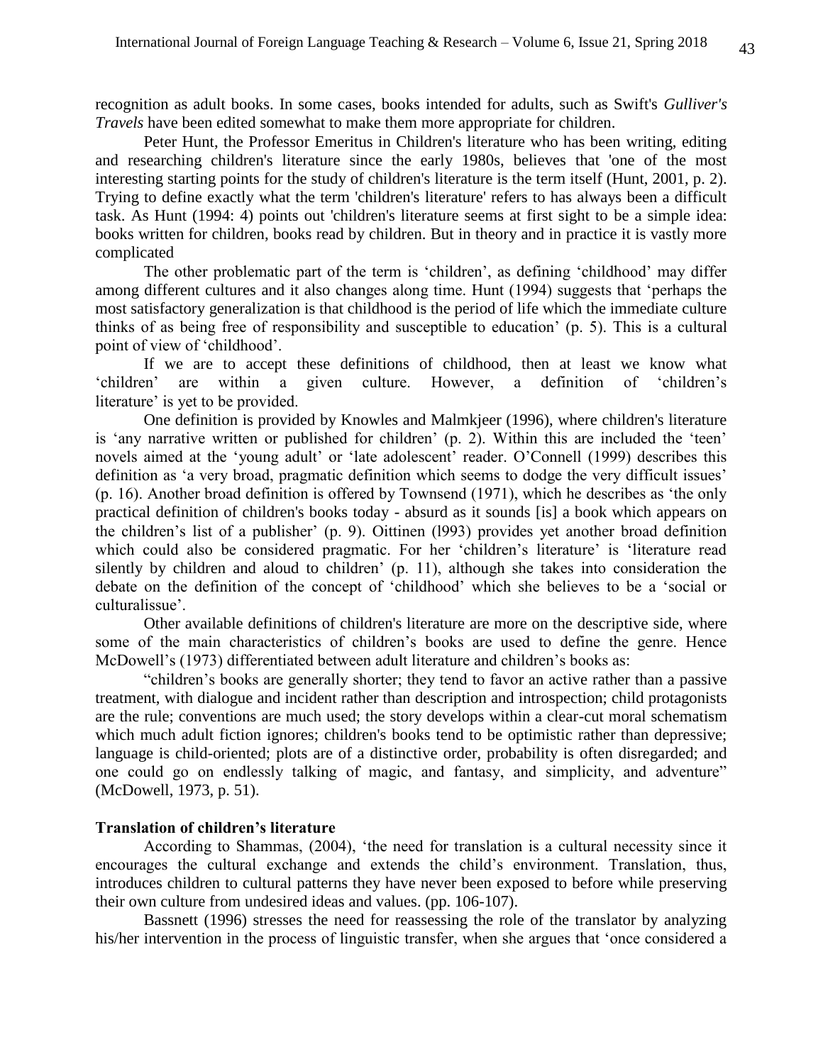recognition as adult books. In some cases, books intended for adults, such as Swift's *Gulliver's Travels* have been edited somewhat to make them more appropriate for children.

Peter Hunt, the Professor Emeritus in Children's literature who has been writing, editing and researching children's literature since the early 1980s, believes that 'one of the most interesting starting points for the study of children's literature is the term itself (Hunt, 2001, p. 2). Trying to define exactly what the term 'children's literature' refers to has always been a difficult task. As Hunt (1994: 4) points out 'children's literature seems at first sight to be a simple idea: books written for children, books read by children. But in theory and in practice it is vastly more complicated

The other problematic part of the term is 'children', as defining 'childhood' may differ among different cultures and it also changes along time. Hunt (1994) suggests that 'perhaps the most satisfactory generalization is that childhood is the period of life which the immediate culture thinks of as being free of responsibility and susceptible to education' (p. 5). This is a cultural point of view of 'childhood'.

If we are to accept these definitions of childhood, then at least we know what 'children' are within a given culture. However, a definition of 'children's literature' is yet to be provided.

One definition is provided by Knowles and Malmkjeer (1996), where children's literature is 'any narrative written or published for children' (p. 2). Within this are included the 'teen' novels aimed at the 'young adult' or 'late adolescent' reader. O'Connell (1999) describes this definition as 'a very broad, pragmatic definition which seems to dodge the very difficult issues' (p. 16). Another broad definition is offered by Townsend (1971), which he describes as 'the only practical definition of children's books today - absurd as it sounds [is] a book which appears on the children's list of a publisher' (p. 9). Oittinen (l993) provides yet another broad definition which could also be considered pragmatic. For her 'children's literature' is 'literature read silently by children and aloud to children' (p. 11), although she takes into consideration the debate on the definition of the concept of 'childhood' which she believes to be a 'social or culturalissue'.

Other available definitions of children's literature are more on the descriptive side, where some of the main characteristics of children's books are used to define the genre. Hence McDowell's (1973) differentiated between adult literature and children's books as:

"children's books are generally shorter; they tend to favor an active rather than a passive treatment, with dialogue and incident rather than description and introspection; child protagonists are the rule; conventions are much used; the story develops within a clear-cut moral schematism which much adult fiction ignores; children's books tend to be optimistic rather than depressive; language is child-oriented; plots are of a distinctive order, probability is often disregarded; and one could go on endlessly talking of magic, and fantasy, and simplicity, and adventure" (McDowell, 1973, p. 51).

**Translation of children's literature**

According to Shammas, (2004), 'the need for translation is a cultural necessity since it encourages the cultural exchange and extends the child's environment. Translation, thus, introduces children to cultural patterns they have never been exposed to before while preserving their own culture from undesired ideas and values. (pp. 106-107).

Bassnett (1996) stresses the need for reassessing the role of the translator by analyzing his/her intervention in the process of linguistic transfer, when she argues that 'once considered a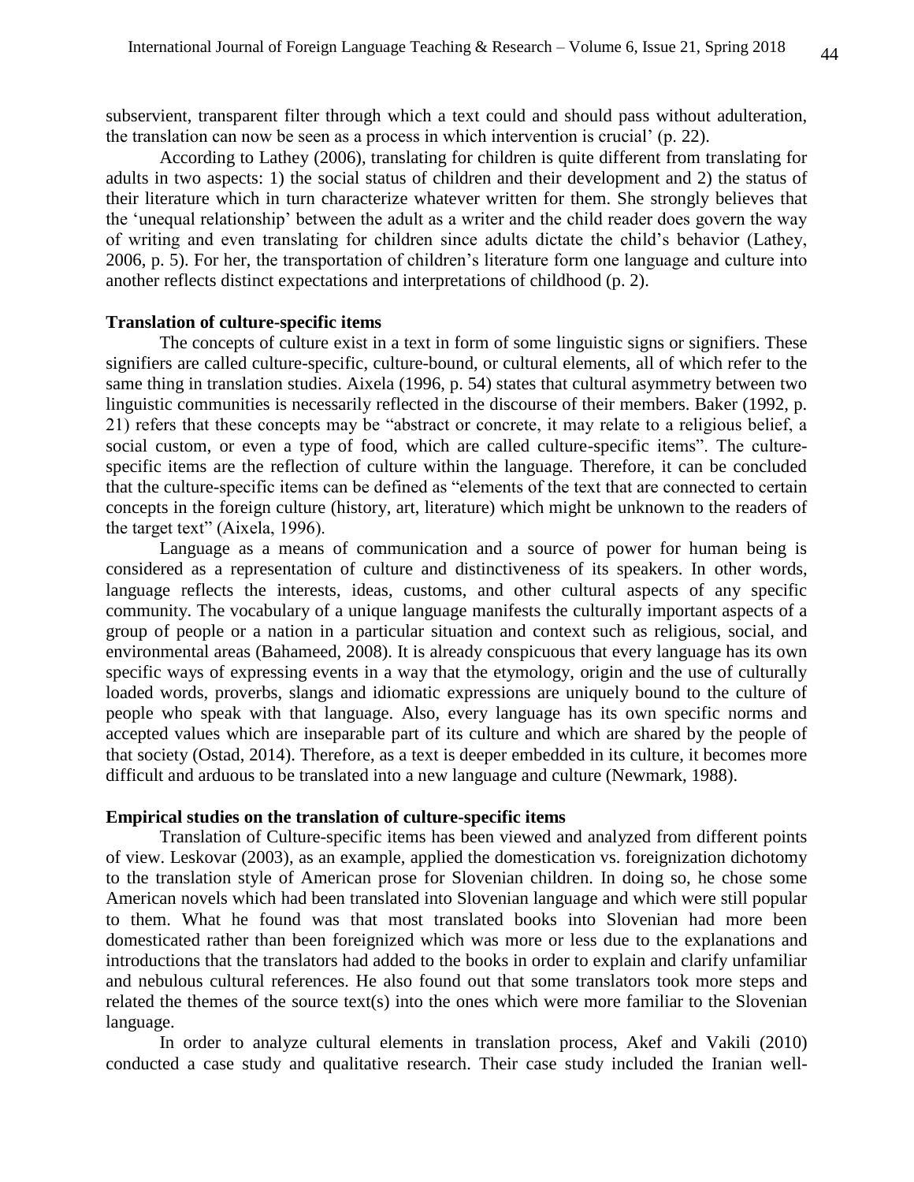subservient, transparent filter through which a text could and should pass without adulteration, the translation can now be seen as a process in which intervention is crucial' (p. 22).

According to Lathey (2006), translating for children is quite different from translating for adults in two aspects: 1) the social status of children and their development and 2) the status of their literature which in turn characterize whatever written for them. She strongly believes that the 'unequal relationship' between the adult as a writer and the child reader does govern the way of writing and even translating for children since adults dictate the child's behavior (Lathey, 2006, p. 5). For her, the transportation of children's literature form one language and culture into another reflects distinct expectations and interpretations of childhood (p. 2).

### Translation of culture-specific items

The concepts of culture exist in a text in form of some linguistic signs or signifiers. These signifiers are called culture-specific, culture-bound, or cultural elements, all of which refer to the same thing in translation studies. Aixela (1996, p. 54) states that cultural asymmetry between two linguistic communities is necessarily reflected in the discourse of their members. Baker (1992, p. 21) refers that these concepts may be "abstract or concrete, it may relate to a religious belief, a social custom, or even a type of food, which are called culture-specific items". The culture-specific items are the reflection of culture within the language. Therefore, it can be concluded that the culture-specific items can be defined as "elements of the text that are connected to certain concepts in the foreign culture (history, art, literature) which might be unknown to the readers of the target text" (Aixela, 1996).

Language as a means of communication and a source of power for human being is considered as a representation of culture and distinctiveness of its speakers. In other words, language reflects the interests, ideas, customs, and other cultural aspects of any specific community. The vocabulary of a unique language manifests the culturally important aspects of a group of people or a nation in a particular situation and context such as religious, social, and environmental areas (Bahameed, 2008). It is already conspicuous that every language has its own specific ways of expressing events in a way that the etymology, origin and the use of culturally loaded words, proverbs, slangs and idiomatic expressions are uniquely bound to the culture of people who speak with that language. Also, every language has its own specific norms and accepted values which are inseparable part of its culture and which are shared by the people of that society (Ostad, 2014). Therefore, as a text is deeper embedded in its culture, it becomes more difficult and arduous to be translated into a new language and culture (Newmark, 1988).

### Empirical studies on the translation of culture-specific items

Translation of Culture-specific items has been viewed and analyzed from different points of view. Leskovar (2003), as an example, applied the domestication vs. foreignization dichotomy to the translation style of American prose for Slovenian children. In doing so, he chose some American novels which had been translated into Slovenian language and which were still popular to them. What he found was that most translated books into Slovenian had more been domesticated rather than been foreignized which was more or less due to the explanations and introductions that the translators had added to the books in order to explain and clarify unfamiliar and nebulous cultural references. He also found out that some translators took more steps and related the themes of the source text(s) into the ones which were more familiar to the Slovenian language.

In order to analyze cultural elements in translation process, Akef and Vakili (2010) conducted a case study and qualitative research. Their case study included the Iranian well-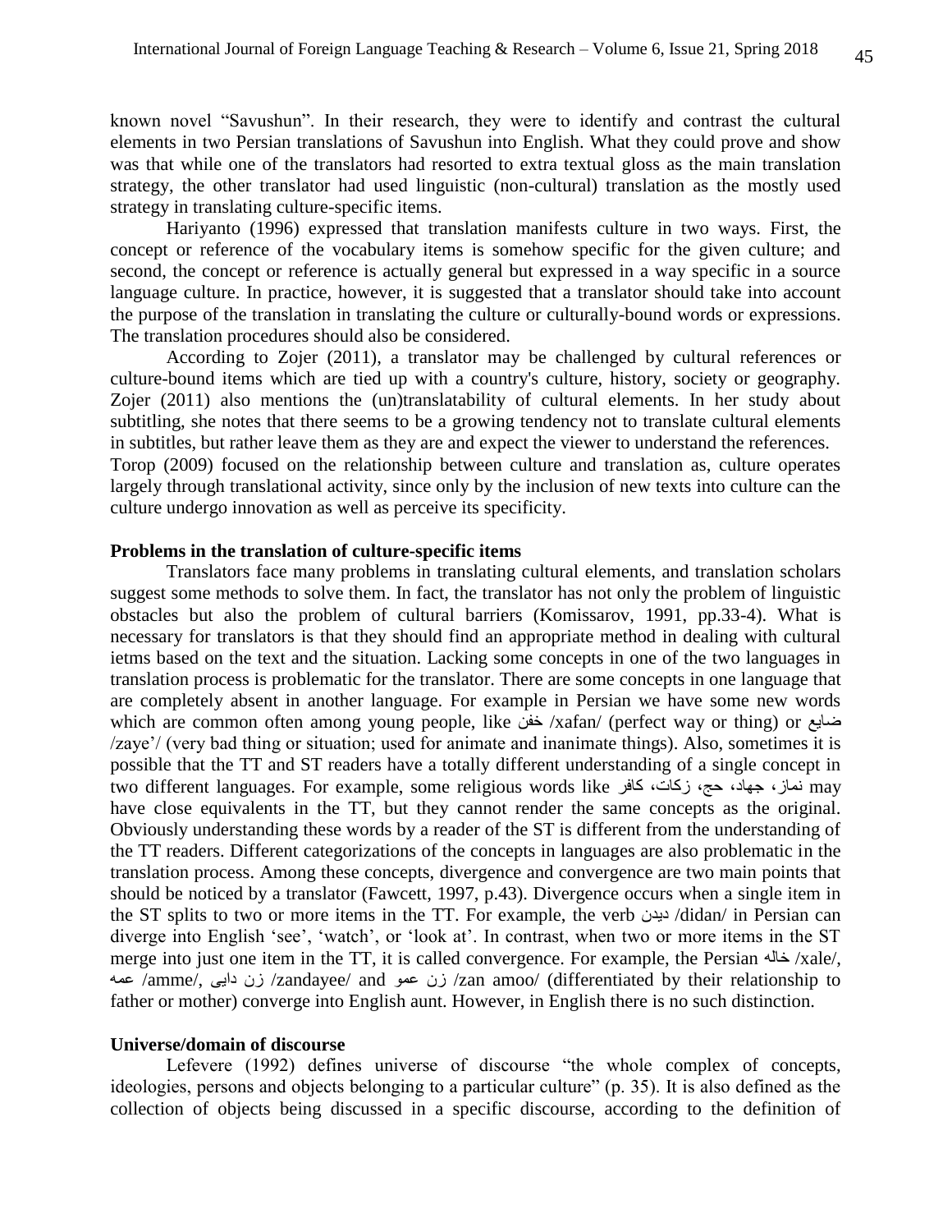known novel "Savushun". In their research, they were to identify and contrast the cultural elements in two Persian translations of Savushun into English. What they could prove and show was that while one of the translators had resorted to extra textual gloss as the main translation strategy, the other translator had used linguistic (non-cultural) translation as the mostly used strategy in translating culture-specific items.

Hariyanto (1996) expressed that translation manifests culture in two ways. First, the concept or reference of the vocabulary items is somehow specific for the given culture; and second, the concept or reference is actually general but expressed in a way specific in a source language culture. In practice, however, it is suggested that a translator should take into account the purpose of the translation in translating the culture or culturally-bound words or expressions. The translation procedures should also be considered.

According to Zojer (2011), a translator may be challenged by cultural references or culture-bound items which are tied up with a country's culture, history, society or geography. Zojer (2011) also mentions the (un)translatability of cultural elements. In her study about subtitling, she notes that there seems to be a growing tendency not to translate cultural elements in subtitles, but rather leave them as they are and expect the viewer to understand the references.

Torop (2009) focused on the relationship between culture and translation as, culture operates largely through translational activity, since only by the inclusion of new texts into culture can the culture undergo innovation as well as perceive its specificity.

**Problems in the translation of culture-specific items**

Translators face many problems in translating cultural elements, and translation scholars suggest some methods to solve them. In fact, the translator has not only the problem of linguistic obstacles but also the problem of cultural barriers (Komissarov, 1991, pp.33-4). What is necessary for translators is that they should find an appropriate method in dealing with cultural ietms based on the text and the situation. Lacking some concepts in one of the two languages in translation process is problematic for the translator. There are some concepts in one language that are completely absent in another language. For example in Persian we have some new words which are common often among young people, like خفن /xafan/ (perfect way or thing) or ضایع /zaye'/ (very bad thing or situation; used for animate and inanimate things). Also, sometimes it is possible that the TT and ST readers have a totally different understanding of a single concept in two different languages. For example, some religious words like نماز، جهاد، حج، زکات، کافر may have close equivalents in the TT, but they cannot render the same concepts as the original. Obviously understanding these words by a reader of the ST is different from the understanding of the TT readers. Different categorizations of the concepts in languages are also problematic in the translation process. Among these concepts, divergence and convergence are two main points that should be noticed by a translator (Fawcett, 1997, p.43). Divergence occurs when a single item in the ST splits to two or more items in the TT. For example, the verb دیدن /didan/ in Persian can diverge into English 'see', 'watch', or 'look at'. In contrast, when two or more items in the ST merge into just one item in the TT, it is called convergence. For example, the Persian خاله /xale/, عمه /amme/, زن دایی /zandayee/ and زن عمو /zan amoo/ (differentiated by their relationship to father or mother) converge into English aunt. However, in English there is no such distinction.

**Universe/domain of discourse**

Lefevere (1992) defines universe of discourse "the whole complex of concepts, ideologies, persons and objects belonging to a particular culture" (p. 35). It is also defined as the collection of objects being discussed in a specific discourse, according to the definition of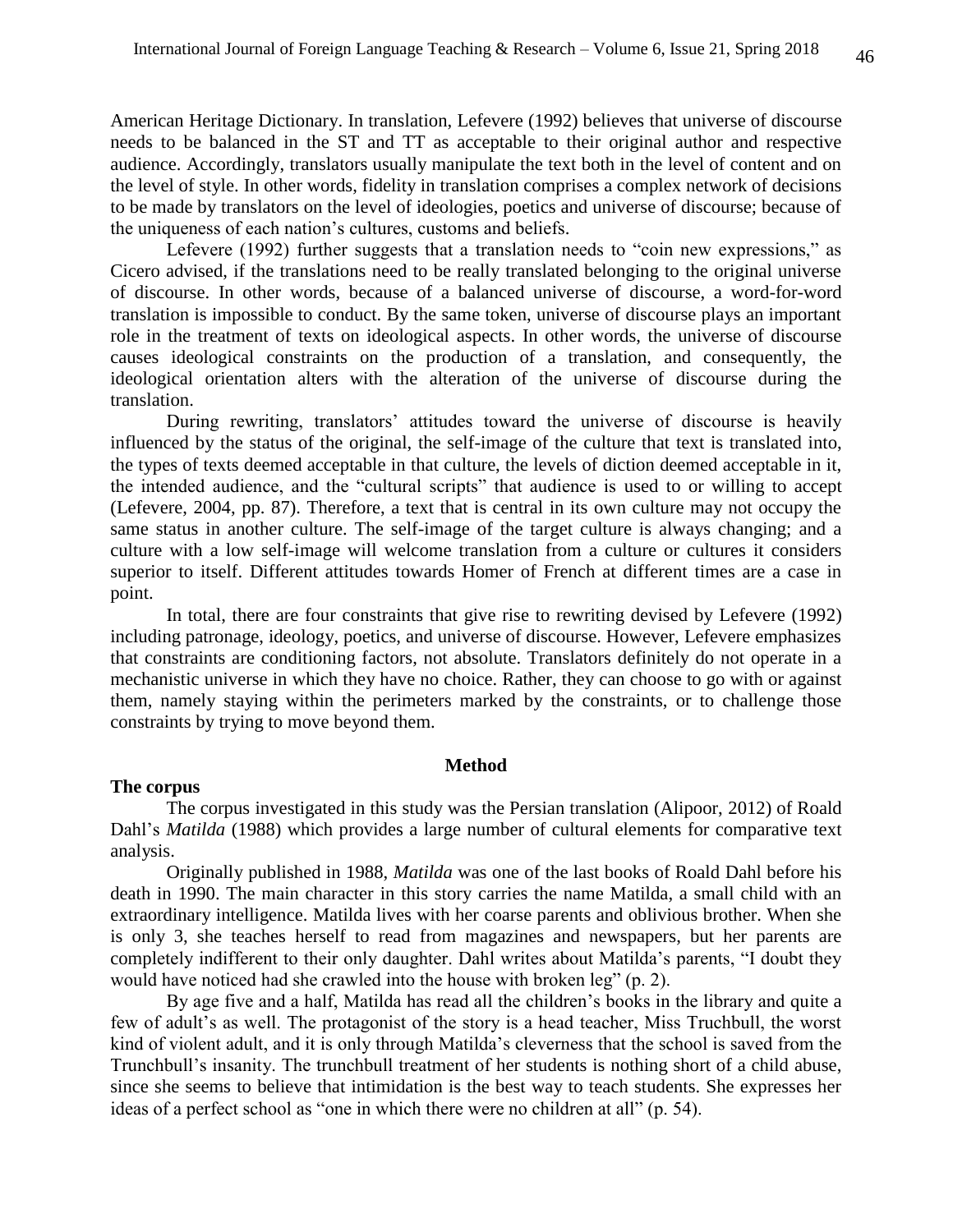American Heritage Dictionary. In translation, Lefevere (1992) believes that universe of discourse needs to be balanced in the ST and TT as acceptable to their original author and respective audience. Accordingly, translators usually manipulate the text both in the level of content and on the level of style. In other words, fidelity in translation comprises a complex network of decisions to be made by translators on the level of ideologies, poetics and universe of discourse; because of the uniqueness of each nation's cultures, customs and beliefs.

Lefevere (1992) further suggests that a translation needs to "coin new expressions," as Cicero advised, if the translations need to be really translated belonging to the original universe of discourse. In other words, because of a balanced universe of discourse, a word-for-word translation is impossible to conduct. By the same token, universe of discourse plays an important role in the treatment of texts on ideological aspects. In other words, the universe of discourse causes ideological constraints on the production of a translation, and consequently, the ideological orientation alters with the alteration of the universe of discourse during the translation.

During rewriting, translators' attitudes toward the universe of discourse is heavily influenced by the status of the original, the self-image of the culture that text is translated into, the types of texts deemed acceptable in that culture, the levels of diction deemed acceptable in it, the intended audience, and the "cultural scripts" that audience is used to or willing to accept (Lefevere, 2004, pp. 87). Therefore, a text that is central in its own culture may not occupy the same status in another culture. The self-image of the target culture is always changing; and a culture with a low self-image will welcome translation from a culture or cultures it considers superior to itself. Different attitudes towards Homer of French at different times are a case in point.

In total, there are four constraints that give rise to rewriting devised by Lefevere (1992) including patronage, ideology, poetics, and universe of discourse. However, Lefevere emphasizes that constraints are conditioning factors, not absolute. Translators definitely do not operate in a mechanistic universe in which they have no choice. Rather, they can choose to go with or against them, namely staying within the perimeters marked by the constraints, or to challenge those constraints by trying to move beyond them.

## Method

### The corpus

The corpus investigated in this study was the Persian translation (Alipoor, 2012) of Roald Dahl's *Matilda* (1988) which provides a large number of cultural elements for comparative text analysis.

Originally published in 1988, *Matilda* was one of the last books of Roald Dahl before his death in 1990. The main character in this story carries the name Matilda, a small child with an extraordinary intelligence. Matilda lives with her coarse parents and oblivious brother. When she is only 3, she teaches herself to read from magazines and newspapers, but her parents are completely indifferent to their only daughter. Dahl writes about Matilda's parents, "I doubt they would have noticed had she crawled into the house with broken leg" (p. 2).

By age five and a half, Matilda has read all the children's books in the library and quite a few of adult's as well. The protagonist of the story is a head teacher, Miss Truchbull, the worst kind of violent adult, and it is only through Matilda's cleverness that the school is saved from the Trunchbull's insanity. The trunchbull treatment of her students is nothing short of a child abuse, since she seems to believe that intimidation is the best way to teach students. She expresses her ideas of a perfect school as "one in which there were no children at all" (p. 54).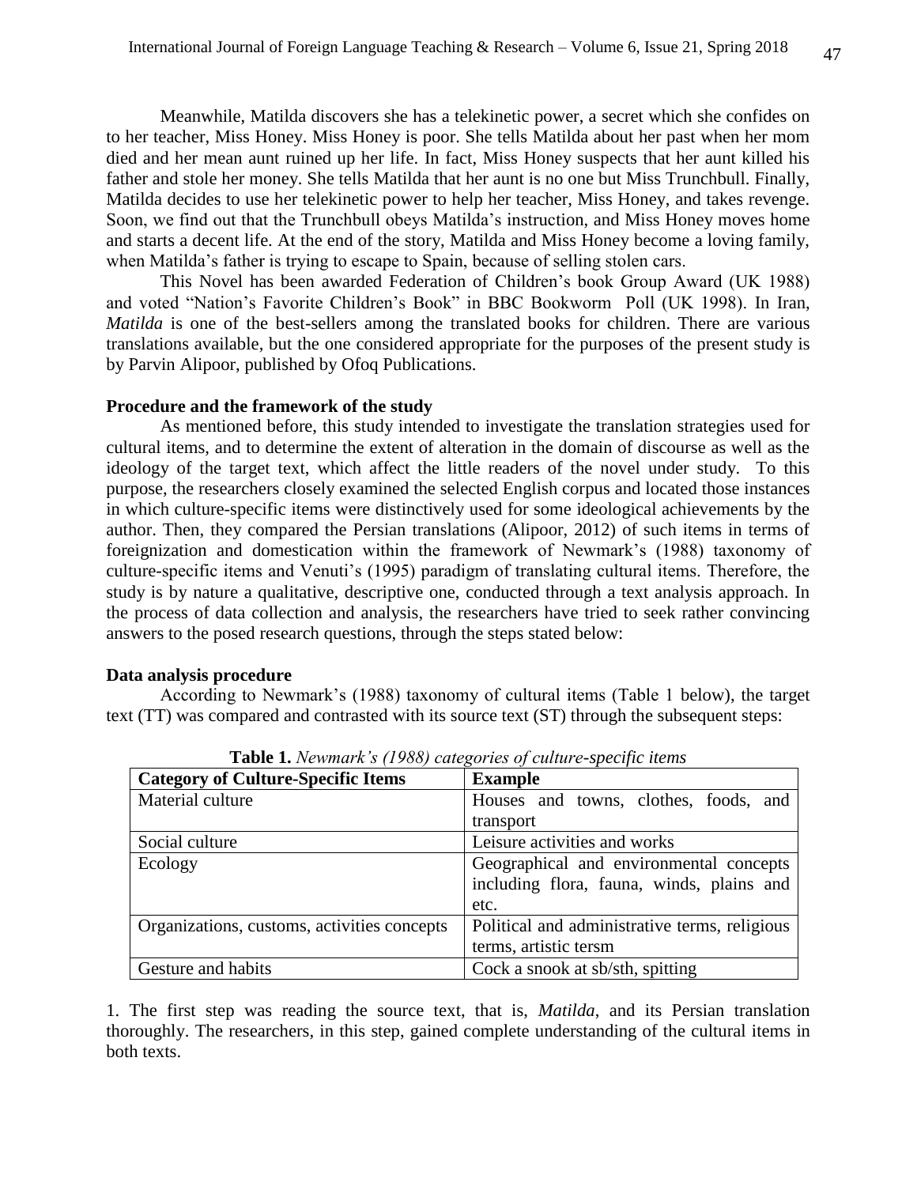Meanwhile, Matilda discovers she has a telekinetic power, a secret which she confides on to her teacher, Miss Honey. Miss Honey is poor. She tells Matilda about her past when her mom died and her mean aunt ruined up her life. In fact, Miss Honey suspects that her aunt killed his father and stole her money. She tells Matilda that her aunt is no one but Miss Trunchbull. Finally, Matilda decides to use her telekinetic power to help her teacher, Miss Honey, and takes revenge. Soon, we find out that the Trunchbull obeys Matilda's instruction, and Miss Honey moves home and starts a decent life. At the end of the story, Matilda and Miss Honey become a loving family, when Matilda's father is trying to escape to Spain, because of selling stolen cars.

This Novel has been awarded Federation of Children's book Group Award (UK 1988) and voted "Nation's Favorite Children's Book" in BBC Bookworm Poll (UK 1998). In Iran, *Matilda* is one of the best-sellers among the translated books for children. There are various translations available, but the one considered appropriate for the purposes of the present study is by Parvin Alipoor, published by Ofoq Publications.

**Procedure and the framework of the study**

As mentioned before, this study intended to investigate the translation strategies used for cultural items, and to determine the extent of alteration in the domain of discourse as well as the ideology of the target text, which affect the little readers of the novel under study. To this purpose, the researchers closely examined the selected English corpus and located those instances in which culture-specific items were distinctively used for some ideological achievements by the author. Then, they compared the Persian translations (Alipoor, 2012) of such items in terms of foreignization and domestication within the framework of Newmark's (1988) taxonomy of culture-specific items and Venuti's (1995) paradigm of translating cultural items. Therefore, the study is by nature a qualitative, descriptive one, conducted through a text analysis approach. In the process of data collection and analysis, the researchers have tried to seek rather convincing answers to the posed research questions, through the steps stated below:

**Data analysis procedure**

According to Newmark's (1988) taxonomy of cultural items (Table 1 below), the target text (TT) was compared and contrasted with its source text (ST) through the subsequent steps:

**Table 1.** *Newmark's (1988) categories of culture-specific items*

| Category of Culture-Specific Items | Example |
|---|---|
| Material culture | Houses and towns, clothes, foods, and transport |
| Social culture | Leisure activities and works |
| Ecology | Geographical and environmental concepts including flora, fauna, winds, plains and etc. |
| Organizations, customs, activities concepts | Political and administrative terms, religious terms, artistic tersm |
| Gesture and habits | Cock a snook at sb/sth, spitting |

1. The first step was reading the source text, that is, *Matilda*, and its Persian translation thoroughly. The researchers, in this step, gained complete understanding of the cultural items in both texts.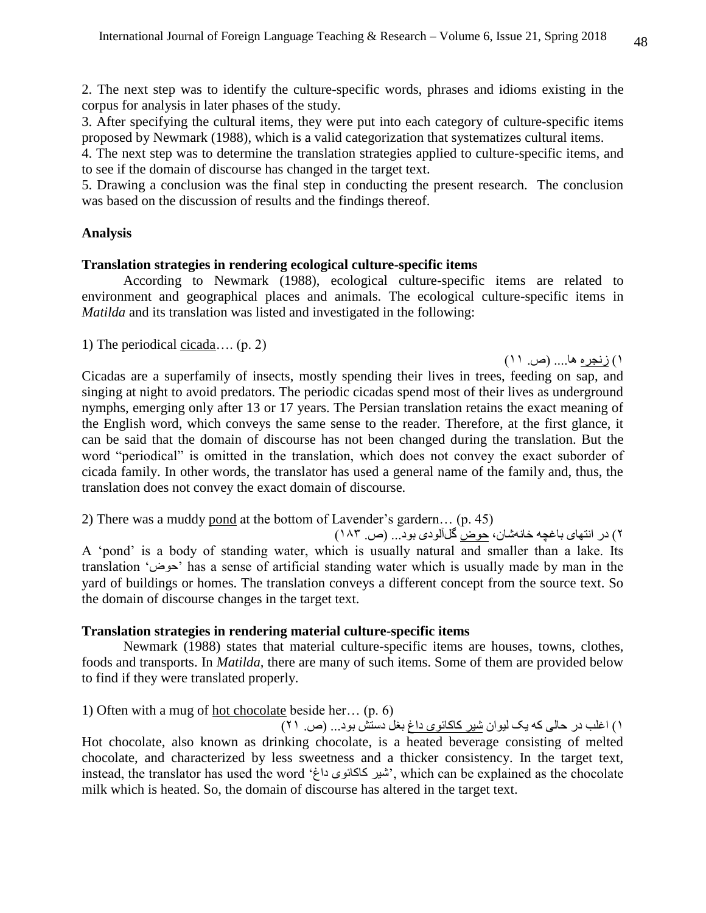2. The next step was to identify the culture-specific words, phrases and idioms existing in the corpus for analysis in later phases of the study.

3. After specifying the cultural items, they were put into each category of culture-specific items proposed by Newmark (1988), which is a valid categorization that systematizes cultural items.

4. The next step was to determine the translation strategies applied to culture-specific items, and to see if the domain of discourse has changed in the target text.

5. Drawing a conclusion was the final step in conducting the present research. The conclusion was based on the discussion of results and the findings thereof.

## Analysis

### Translation strategies in rendering ecological culture-specific items

According to Newmark (1988), ecological culture-specific items are related to environment and geographical places and animals. The ecological culture-specific items in *Matilda* and its translation was listed and investigated in the following:

1) The periodical cicada…. (p. 2)

۱) زنجره ها.... (ص. ۱۱)

Cicadas are a superfamily of insects, mostly spending their lives in trees, feeding on sap, and singing at night to avoid predators. The periodic cicadas spend most of their lives as underground nymphs, emerging only after 13 or 17 years. The Persian translation retains the exact meaning of the English word, which conveys the same sense to the reader. Therefore, at the first glance, it can be said that the domain of discourse has not been changed during the translation. But the word "periodical" is omitted in the translation, which does not convey the exact suborder of cicada family. In other words, the translator has used a general name of the family and, thus, the translation does not convey the exact domain of discourse.

2) There was a muddy pond at the bottom of Lavender's gardern… (p. 45)

۲) در انتهای باغچه خانه‌شان، حوض گل‌آلودی بود... (ص. ۱۸۳)

A 'pond' is a body of standing water, which is usually natural and smaller than a lake. Its translation 'حوض' has a sense of artificial standing water which is usually made by man in the yard of buildings or homes. The translation conveys a different concept from the source text. So the domain of discourse changes in the target text.

### Translation strategies in rendering material culture-specific items

Newmark (1988) states that material culture-specific items are houses, towns, clothes, foods and transports. In *Matilda*, there are many of such items. Some of them are provided below to find if they were translated properly.

1) Often with a mug of hot chocolate beside her… (p. 6)

۱) اغلب در حالی که یک لیوان شیر کاکائوی داغ بغل دستش بود... (ص. ۲۱)

Hot chocolate, also known as drinking chocolate, is a heated beverage consisting of melted chocolate, and characterized by less sweetness and a thicker consistency. In the target text, instead, the translator has used the word 'شیر کاکائوی داغ', which can be explained as the chocolate milk which is heated. So, the domain of discourse has altered in the target text.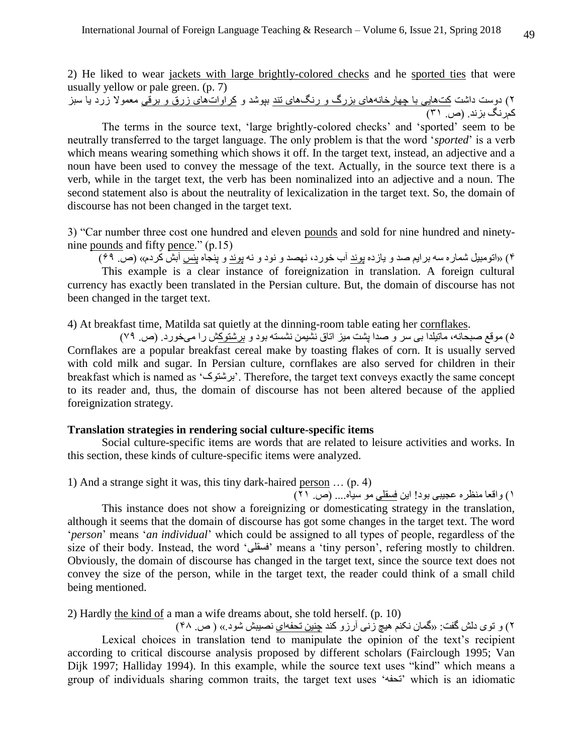2) He liked to wear <u>jackets with large brightly-colored checks</u> and he <u>sported ties</u> that were usually yellow or pale green. (p. 7)

۲) دوست داشت <u>کت‌هایی با چهارخانه‌های بزرگ و رنگ‌های تند</u> بپوشد و <u>کراوات‌های زرق و برقی</u> معمولا زرد یا سبز کمرنگ بزند. (ص. ۳۱)

The terms in the source text, 'large brightly-colored checks' and 'sported' seem to be neutrally transferred to the target language. The only problem is that the word '*sported*' is a verb which means wearing something which shows it off. In the target text, instead, an adjective and a noun have been used to convey the message of the text. Actually, in the source text there is a verb, while in the target text, the verb has been nominalized into an adjective and a noun. The second statement also is about the neutrality of lexicalization in the target text. So, the domain of discourse has not been changed in the target text.

3) "Car number three cost one hundred and eleven <u>pounds</u> and sold for nine hundred and ninety-nine <u>pounds</u> and fifty <u>pence</u>." (p.15)

۴) «اتومبیل شماره سه برایم صد و یازده <u>پوند</u> آب خورد، نهصد و نود و نه <u>پوند</u> و پنجاه <u>پنس</u> آبش کردم» (ص. ۶۹)

This example is a clear instance of foreignization in translation. A foreign cultural currency has exactly been translated in the Persian culture. But, the domain of discourse has not been changed in the target text.

4) At breakfast time, Matilda sat quietly at the dinning-room table eating her <u>cornflakes</u>.

۵) موقع صبحانه، ماتیلدا بی سر و صدا پشت میز اتاق نشیمن نشسته بود و <u>برشتوک</u>ش را می‌خورد. (ص. ۷۹)

Cornflakes are a popular breakfast cereal make by toasting flakes of corn. It is usually served with cold milk and sugar. In Persian culture, cornflakes are also served for children in their breakfast which is named as 'برشتوک'. Therefore, the target text conveys exactly the same concept to its reader and, thus, the domain of discourse has not been altered because of the applied foreignization strategy.

### Translation strategies in rendering social culture-specific items

Social culture-specific items are words that are related to leisure activities and works. In this section, these kinds of culture-specific items were analyzed.

1) And a strange sight it was, this tiny dark-haired <u>person</u> … (p. 4)

۱) واقعا منظره عجیبی بود! این <u>فسقلی</u> مو سیاه.... (ص. ۲۱)

This instance does not show a foreignizing or domesticating strategy in the translation, although it seems that the domain of discourse has got some changes in the target text. The word '*person*' means '*an individual*' which could be assigned to all types of people, regardless of the size of their body. Instead, the word 'فسقلی' means a 'tiny person', refering mostly to children. Obviously, the domain of discourse has changed in the target text, since the source text does not convey the size of the person, while in the target text, the reader could think of a small child being mentioned.

2) Hardly <u>the kind of</u> a man a wife dreams about, she told herself. (p. 10)

۲) و توی دلش گفت: «گمان نکنم هیچ زنی آرزو کند <u>چنین تحفه‌ای</u> نصیبش شود.» ( ص. ۴۸)

Lexical choices in translation tend to manipulate the opinion of the text's recipient according to critical discourse analysis proposed by different scholars (Fairclough 1995; Van Dijk 1997; Halliday 1994). In this example, while the source text uses "kind" which means a group of individuals sharing common traits, the target text uses 'تحفه' which is an idiomatic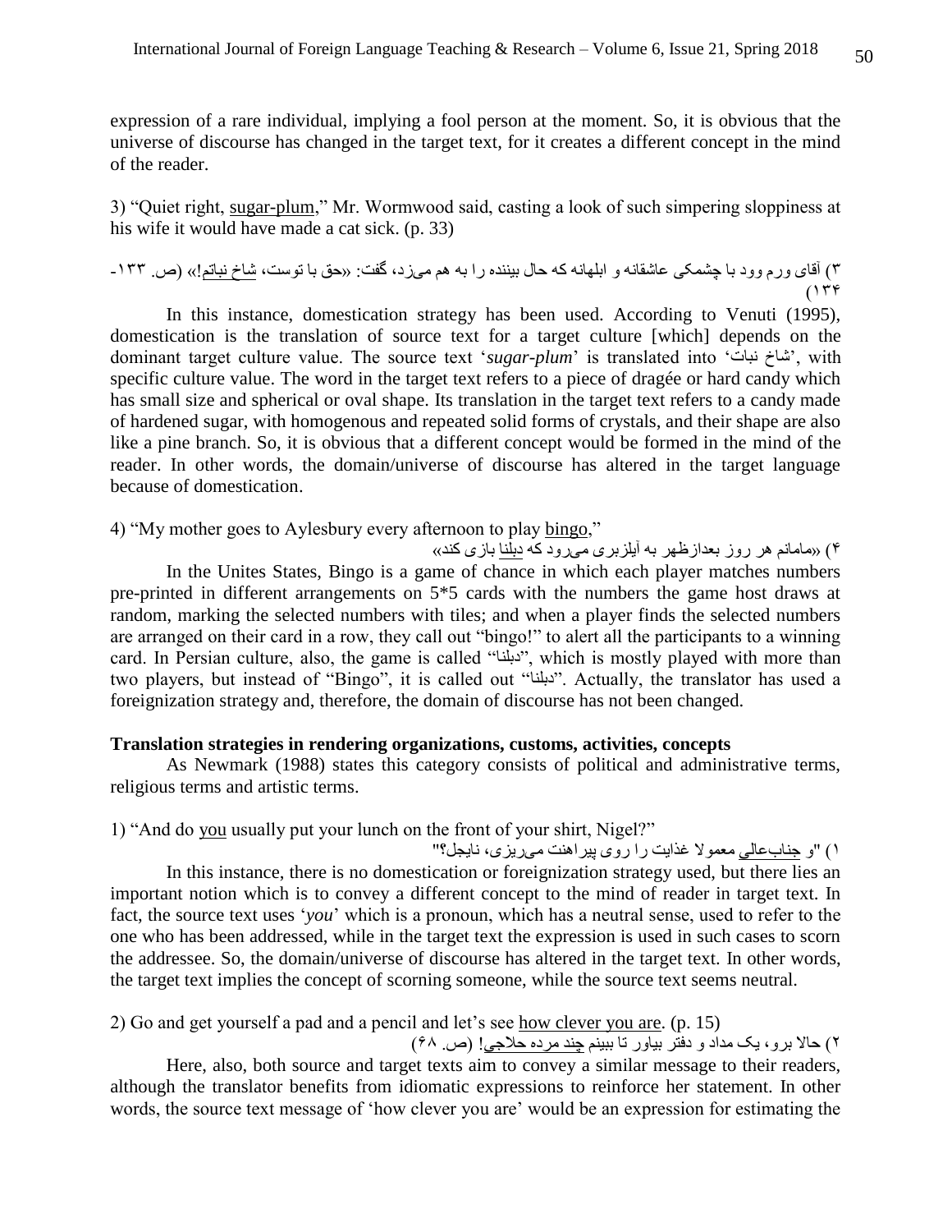expression of a rare individual, implying a fool person at the moment. So, it is obvious that the universe of discourse has changed in the target text, for it creates a different concept in the mind of the reader.

3) "Quiet right, sugar-plum," Mr. Wormwood said, casting a look of such simpering sloppiness at his wife it would have made a cat sick. (p. 33)

۳) آقای ورم وود با چشمکی عاشقانه و ابلهانه که حال بیننده را به هم می‌زد، گفت: «حق با توست، شاخ نباتم!» (ص. ۱۳۳-۱۳۴)

In this instance, domestication strategy has been used. According to Venuti (1995), domestication is the translation of source text for a target culture [which] depends on the dominant target culture value. The source text '*sugar-plum*' is translated into 'شاخ نبات', with specific culture value. The word in the target text refers to a piece of dragée or hard candy which has small size and spherical or oval shape. Its translation in the target text refers to a candy made of hardened sugar, with homogenous and repeated solid forms of crystals, and their shape are also like a pine branch. So, it is obvious that a different concept would be formed in the mind of the reader. In other words, the domain/universe of discourse has altered in the target language because of domestication.

4) "My mother goes to Aylesbury every afternoon to play bingo,"

۴) «مامانم هر روز بعدازظهر به آیلزبری می‌رود که دبلنا بازی کند»

In the Unites States, Bingo is a game of chance in which each player matches numbers pre-printed in different arrangements on 5*5 cards with the numbers the game host draws at random, marking the selected numbers with tiles; and when a player finds the selected numbers are arranged on their card in a row, they call out "bingo!" to alert all the participants to a winning card. In Persian culture, also, the game is called "دبلنا", which is mostly played with more than two players, but instead of "Bingo", it is called out "دبلنا". Actually, the translator has used a foreignization strategy and, therefore, the domain of discourse has not been changed.

**Translation strategies in rendering organizations, customs, activities, concepts**

As Newmark (1988) states this category consists of political and administrative terms, religious terms and artistic terms.

1) "And do you usually put your lunch on the front of your shirt, Nigel?"

۱) "و جناب‌عالی معمولا غذایت را روی پیراهنت می‌ریزی، نایجل؟"

In this instance, there is no domestication or foreignization strategy used, but there lies an important notion which is to convey a different concept to the mind of reader in target text. In fact, the source text uses '*you*' which is a pronoun, which has a neutral sense, used to refer to the one who has been addressed, while in the target text the expression is used in such cases to scorn the addressee. So, the domain/universe of discourse has altered in the target text. In other words, the target text implies the concept of scorning someone, while the source text seems neutral.

2) Go and get yourself a pad and a pencil and let's see how clever you are. (p. 15)

۲) حالا برو، یک مداد و دفتر بیاور تا ببینم چند مرده حلاجی! (ص. ۶۸)

Here, also, both source and target texts aim to convey a similar message to their readers, although the translator benefits from idiomatic expressions to reinforce her statement. In other words, the source text message of 'how clever you are' would be an expression for estimating the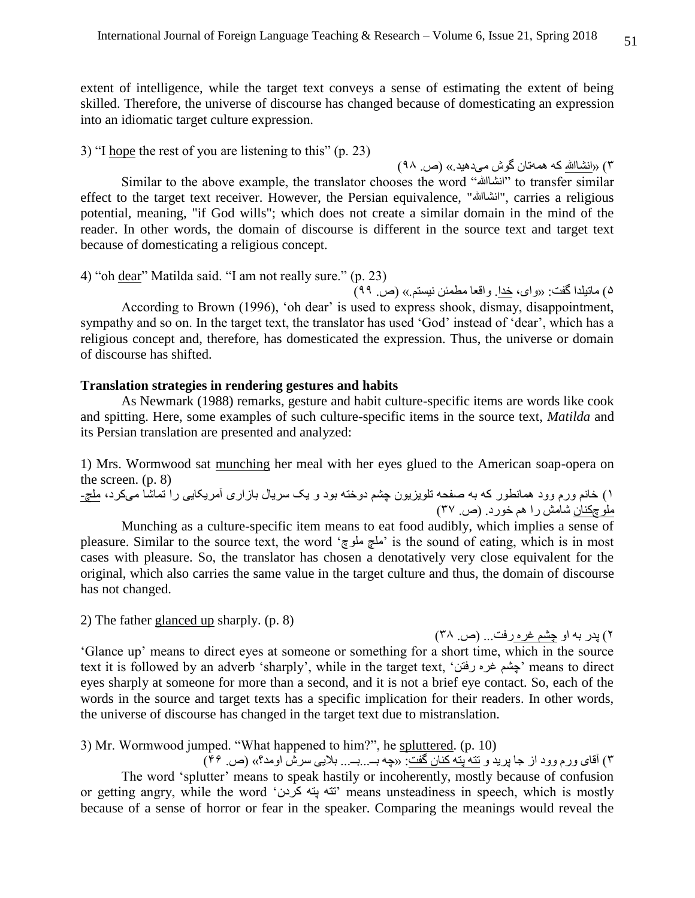extent of intelligence, while the target text conveys a sense of estimating the extent of being skilled. Therefore, the universe of discourse has changed because of domesticating an expression into an idiomatic target culture expression.

3) "I <u>hope</u> the rest of you are listening to this" (p. 23)

۳) «<u>انشاالله</u> که همه‌تان گوش می‌دهید.» (ص. ۹۸)

Similar to the above example, the translator chooses the word "انشاالله" to transfer similar effect to the target text receiver. However, the Persian equivalence, "انشاالله", carries a religious potential, meaning, "if God wills"; which does not create a similar domain in the mind of the reader. In other words, the domain of discourse is different in the source text and target text because of domesticating a religious concept.

4) "oh <u>dear</u>" Matilda said. "I am not really sure." (p. 23)

۵) ماتیلدا گفت: «وای، <u>خدا</u>. واقعا مطمئن نیستم.» (ص. ۹۹)

According to Brown (1996), 'oh dear' is used to express shook, dismay, disappointment, sympathy and so on. In the target text, the translator has used 'God' instead of 'dear', which has a religious concept and, therefore, has domesticated the expression. Thus, the universe or domain of discourse has shifted.

**Translation strategies in rendering gestures and habits**

As Newmark (1988) remarks, gesture and habit culture-specific items are words like cook and spitting. Here, some examples of such culture-specific items in the source text, *Matilda* and its Persian translation are presented and analyzed:

1) Mrs. Wormwood sat <u>munching</u> her meal with her eyes glued to the American soap-opera on the screen. (p. 8)

۱) خانم ورم وود همانطور که به صفحه تلویزیون چشم دوخته بود و یک سریال بازاری آمریکایی را تماشا می‌کرد، <u>ملچ-ملوچ‌کنان</u> شامش را هم خورد. (ص. ۳۷)

Munching as a culture-specific item means to eat food audibly, which implies a sense of pleasure. Similar to the source text, the word 'ملچ ملوچ' is the sound of eating, which is in most cases with pleasure. So, the translator has chosen a denotatively very close equivalent for the original, which also carries the same value in the target culture and thus, the domain of discourse has not changed.

2) The father <u>glanced up</u> sharply. (p. 8)

۲) پدر به او <u>چشم غره</u> رفت... (ص. ۳۸)

'Glance up' means to direct eyes at someone or something for a short time, which in the source text it is followed by an adverb 'sharply', while in the target text, 'چشم غره رفتن' means to direct eyes sharply at someone for more than a second, and it is not a brief eye contact. So, each of the words in the source and target texts has a specific implication for their readers. In other words, the universe of discourse has changed in the target text due to mistranslation.

3) Mr. Wormwood jumped. "What happened to him?", he <u>spluttered</u>. (p. 10)

۳) آقای ورم وود از جا پرید و <u>تته پته کنان گفت</u>: «چه بــ...بــ... بلایی سرش اومد؟» (ص. ۴۶)

The word 'splutter' means to speak hastily or incoherently, mostly because of confusion or getting angry, while the word 'تته پته کردن' means unsteadiness in speech, which is mostly because of a sense of horror or fear in the speaker. Comparing the meanings would reveal the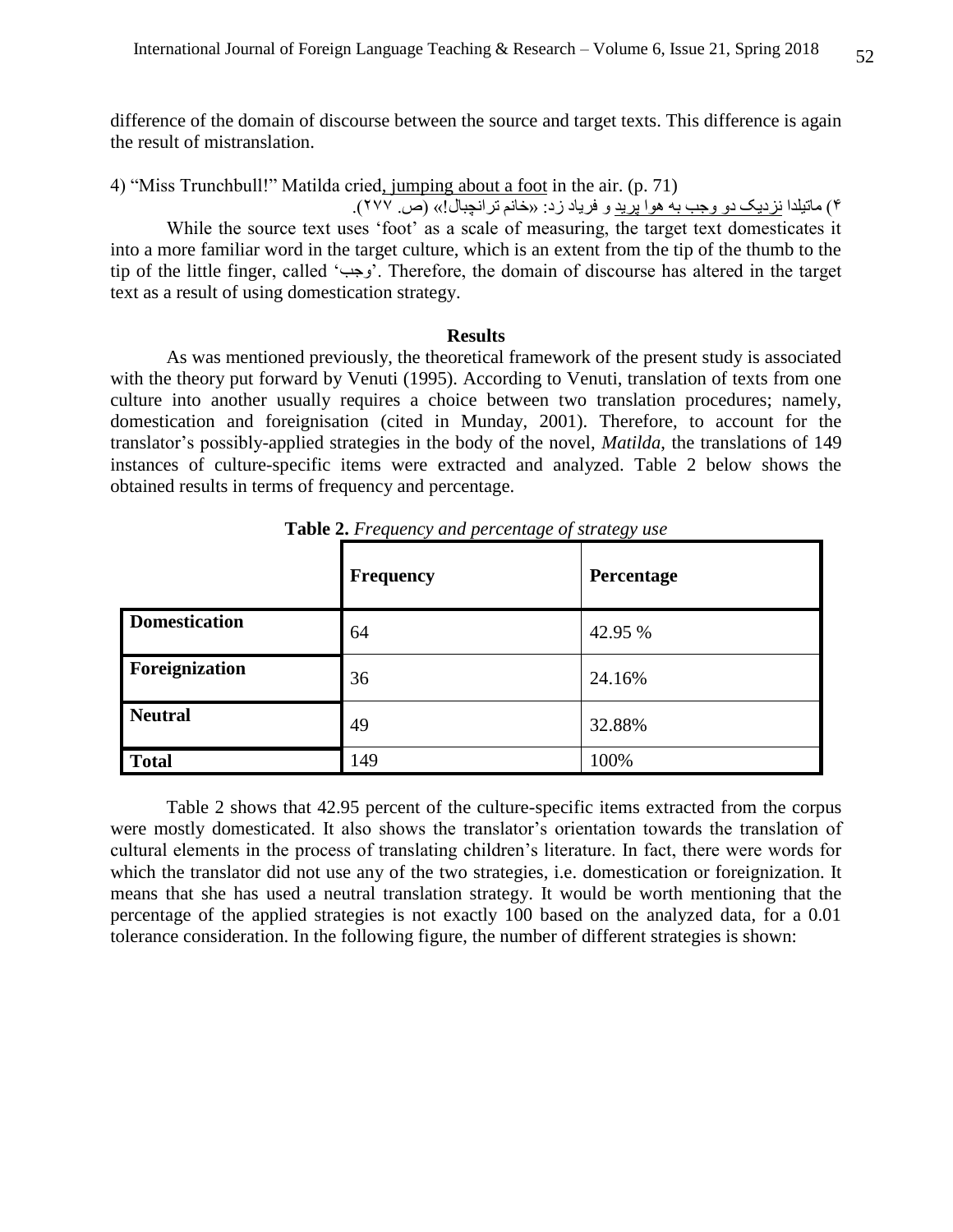difference of the domain of discourse between the source and target texts. This difference is again the result of mistranslation.

4) "Miss Trunchbull!" Matilda cried, jumping about a foot in the air. (p. 71)

۴) ماتیلدا نزدیک دو وجب به هوا پرید و فریاد زد: «خانم ترانچبال!» (ص. ۲۷۷).

While the source text uses 'foot' as a scale of measuring, the target text domesticates it into a more familiar word in the target culture, which is an extent from the tip of the thumb to the tip of the little finger, called 'وجب'. Therefore, the domain of discourse has altered in the target text as a result of using domestication strategy.

## Results

As was mentioned previously, the theoretical framework of the present study is associated with the theory put forward by Venuti (1995). According to Venuti, translation of texts from one culture into another usually requires a choice between two translation procedures; namely, domestication and foreignisation (cited in Munday, 2001). Therefore, to account for the translator's possibly-applied strategies in the body of the novel, *Matilda*, the translations of 149 instances of culture-specific items were extracted and analyzed. Table 2 below shows the obtained results in terms of frequency and percentage.

**Table 2.** *Frequency and percentage of strategy use*

| | Frequency | Percentage |
|---|---|---|
| **Domestication** | 64 | 42.95 % |
| **Foreignization** | 36 | 24.16% |
| **Neutral** | 49 | 32.88% |
| **Total** | 149 | 100% |

Table 2 shows that 42.95 percent of the culture-specific items extracted from the corpus were mostly domesticated. It also shows the translator's orientation towards the translation of cultural elements in the process of translating children's literature. In fact, there were words for which the translator did not use any of the two strategies, i.e. domestication or foreignization. It means that she has used a neutral translation strategy. It would be worth mentioning that the percentage of the applied strategies is not exactly 100 based on the analyzed data, for a 0.01 tolerance consideration. In the following figure, the number of different strategies is shown: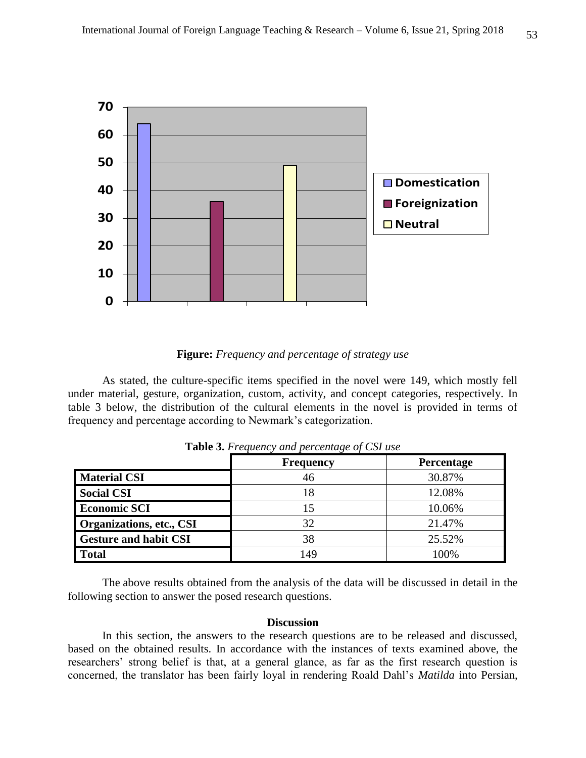**Figure:** *Frequency and percentage of strategy use*

As stated, the culture-specific items specified in the novel were 149, which mostly fell under material, gesture, organization, custom, activity, and concept categories, respectively. In table 3 below, the distribution of the cultural elements in the novel is provided in terms of frequency and percentage according to Newmark's categorization.

**Table 3.** *Frequency and percentage of CSI use*

| | Frequency | Percentage |
|---|---|---|
| **Material CSI** | 46 | 30.87% |
| **Social CSI** | 18 | 12.08% |
| **Economic SCI** | 15 | 10.06% |
| **Organizations, etc., CSI** | 32 | 21.47% |
| **Gesture and habit CSI** | 38 | 25.52% |
| **Total** | 149 | 100% |

The above results obtained from the analysis of the data will be discussed in detail in the following section to answer the posed research questions.

## Discussion

In this section, the answers to the research questions are to be released and discussed, based on the obtained results. In accordance with the instances of texts examined above, the researchers' strong belief is that, at a general glance, as far as the first research question is concerned, the translator has been fairly loyal in rendering Roald Dahl's *Matilda* into Persian,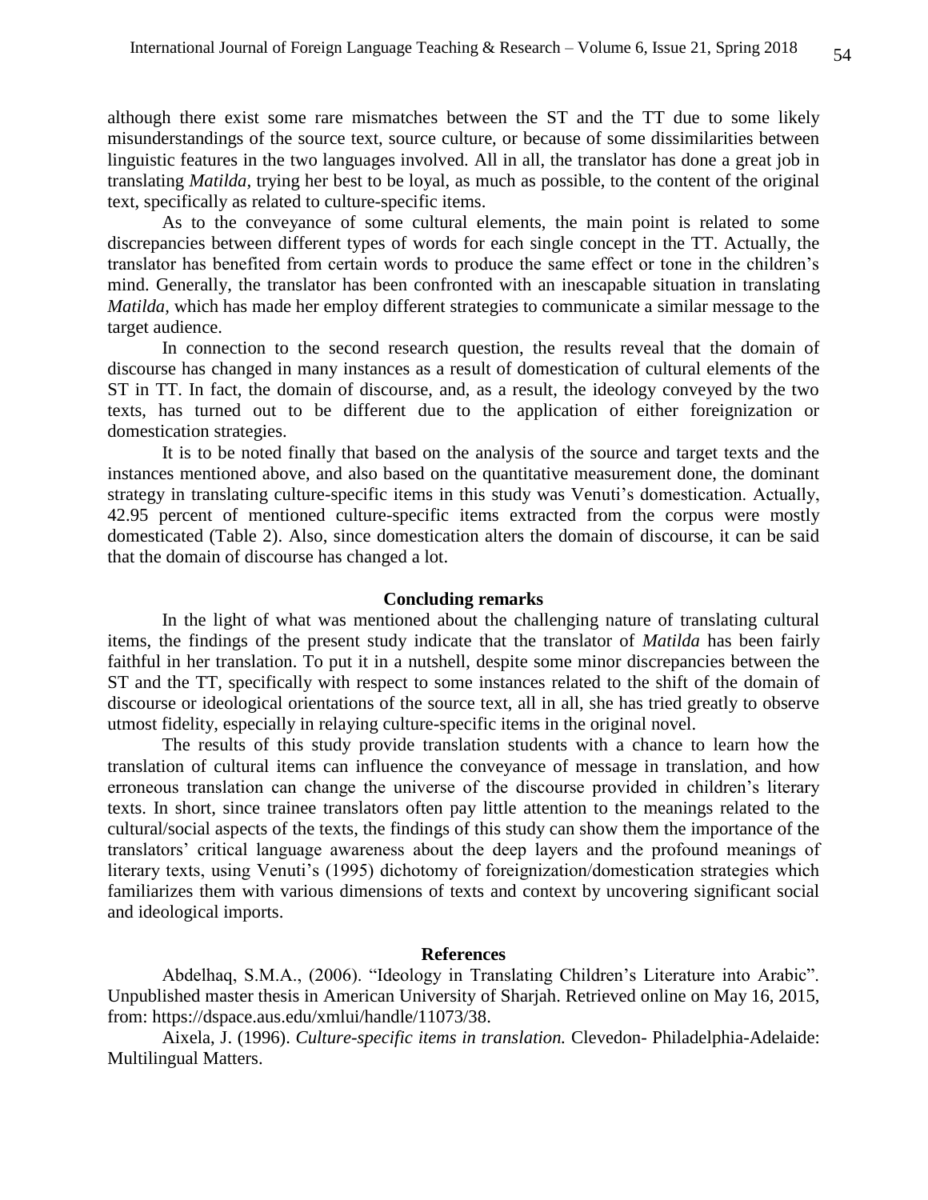although there exist some rare mismatches between the ST and the TT due to some likely misunderstandings of the source text, source culture, or because of some dissimilarities between linguistic features in the two languages involved. All in all, the translator has done a great job in translating *Matilda,* trying her best to be loyal, as much as possible, to the content of the original text, specifically as related to culture-specific items.

As to the conveyance of some cultural elements, the main point is related to some discrepancies between different types of words for each single concept in the TT. Actually, the translator has benefited from certain words to produce the same effect or tone in the children's mind. Generally, the translator has been confronted with an inescapable situation in translating *Matilda,* which has made her employ different strategies to communicate a similar message to the target audience.

In connection to the second research question, the results reveal that the domain of discourse has changed in many instances as a result of domestication of cultural elements of the ST in TT. In fact, the domain of discourse, and, as a result, the ideology conveyed by the two texts, has turned out to be different due to the application of either foreignization or domestication strategies.

It is to be noted finally that based on the analysis of the source and target texts and the instances mentioned above, and also based on the quantitative measurement done, the dominant strategy in translating culture-specific items in this study was Venuti's domestication. Actually, 42.95 percent of mentioned culture-specific items extracted from the corpus were mostly domesticated (Table 2). Also, since domestication alters the domain of discourse, it can be said that the domain of discourse has changed a lot.

## Concluding remarks

In the light of what was mentioned about the challenging nature of translating cultural items, the findings of the present study indicate that the translator of *Matilda* has been fairly faithful in her translation. To put it in a nutshell, despite some minor discrepancies between the ST and the TT, specifically with respect to some instances related to the shift of the domain of discourse or ideological orientations of the source text, all in all, she has tried greatly to observe utmost fidelity, especially in relaying culture-specific items in the original novel.

The results of this study provide translation students with a chance to learn how the translation of cultural items can influence the conveyance of message in translation, and how erroneous translation can change the universe of the discourse provided in children's literary texts. In short, since trainee translators often pay little attention to the meanings related to the cultural/social aspects of the texts, the findings of this study can show them the importance of the translators' critical language awareness about the deep layers and the profound meanings of literary texts, using Venuti's (1995) dichotomy of foreignization/domestication strategies which familiarizes them with various dimensions of texts and context by uncovering significant social and ideological imports.

## References

Abdelhaq, S.M.A., (2006). "Ideology in Translating Children's Literature into Arabic". Unpublished master thesis in American University of Sharjah. Retrieved online on May 16, 2015, from: https://dspace.aus.edu/xmlui/handle/11073/38.

Aixela, J. (1996). *Culture-specific items in translation.* Clevedon- Philadelphia-Adelaide: Multilingual Matters.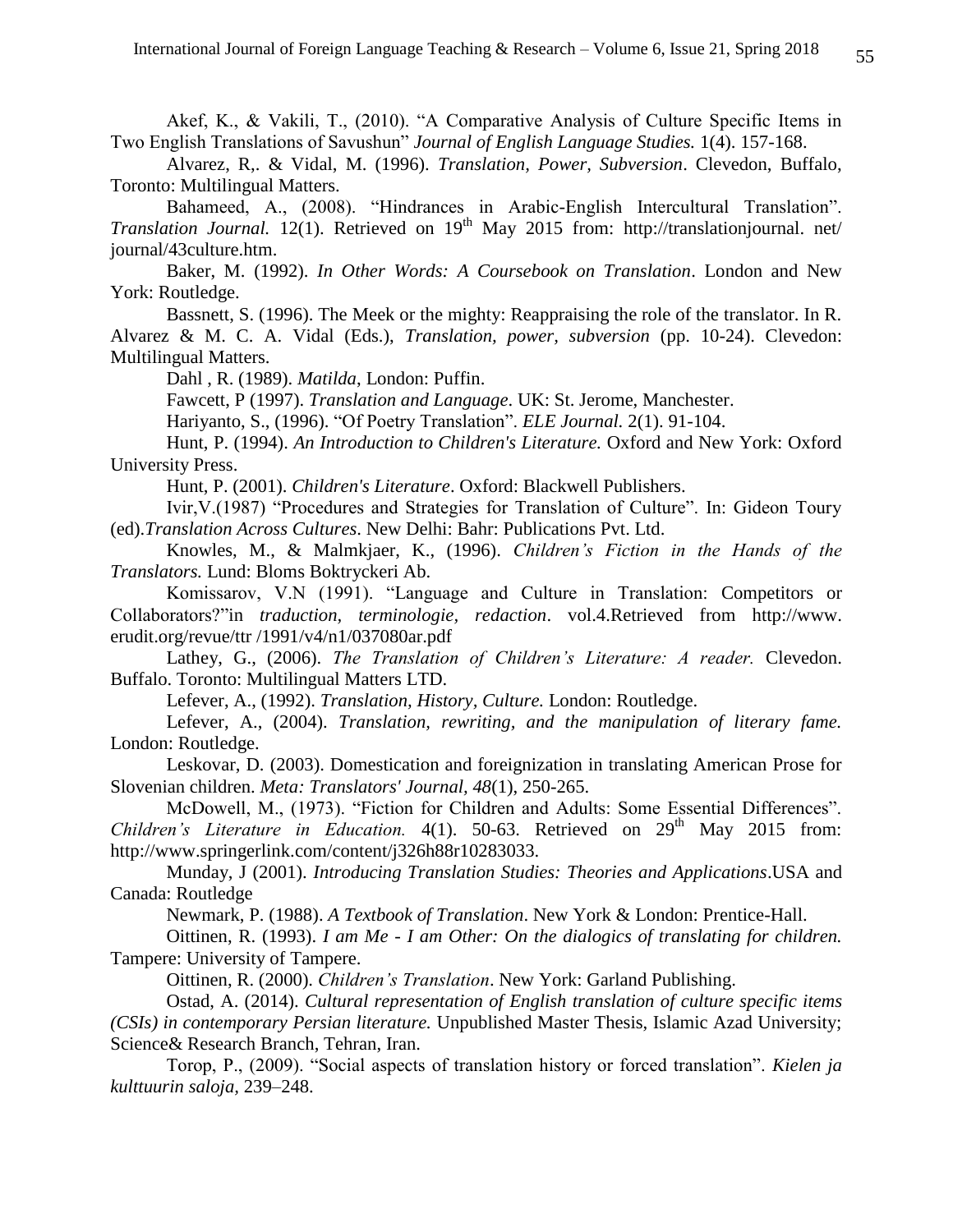Akef, K., & Vakili, T., (2010). "A Comparative Analysis of Culture Specific Items in Two English Translations of Savushun" *Journal of English Language Studies.* 1(4). 157-168.

Alvarez, R,. & Vidal, M. (1996). *Translation, Power, Subversion*. Clevedon, Buffalo, Toronto: Multilingual Matters.

Bahameed, A., (2008). "Hindrances in Arabic-English Intercultural Translation". *Translation Journal.* 12(1). Retrieved on 19th May 2015 from: http://translationjournal. net/ journal/43culture.htm.

Baker, M. (1992). *In Other Words: A Coursebook on Translation*. London and New York: Routledge.

Bassnett, S. (1996). The Meek or the mighty: Reappraising the role of the translator. In R. Alvarez & M. C. A. Vidal (Eds.), *Translation, power, subversion* (pp. 10-24). Clevedon: Multilingual Matters.

Dahl , R. (1989). *Matilda*, London: Puffin.

Fawcett, P (1997). *Translation and Language*. UK: St. Jerome, Manchester.

Hariyanto, S., (1996). "Of Poetry Translation". *ELE Journal.* 2(1). 91-104.

Hunt, P. (1994). *An Introduction to Children's Literature.* Oxford and New York: Oxford University Press.

Hunt, P. (2001). *Children's Literature*. Oxford: Blackwell Publishers.

Ivir,V.(1987) "Procedures and Strategies for Translation of Culture". In: Gideon Toury (ed).*Translation Across Cultures*. New Delhi: Bahr: Publications Pvt. Ltd.

Knowles, M., & Malmkjaer, K., (1996). *Children's Fiction in the Hands of the Translators.* Lund: Bloms Boktryckeri Ab.

Komissarov, V.N (1991). "Language and Culture in Translation: Competitors or Collaborators?"in *traduction, terminologie, redaction*. vol.4.Retrieved from http://www. erudit.org/revue/ttr /1991/v4/n1/037080ar.pdf

Lathey, G., (2006). *The Translation of Children's Literature: A reader.* Clevedon. Buffalo. Toronto: Multilingual Matters LTD.

Lefever, A., (1992). *Translation, History, Culture.* London: Routledge.

Lefever, A., (2004). *Translation, rewriting, and the manipulation of literary fame.* London: Routledge.

Leskovar, D. (2003). Domestication and foreignization in translating American Prose for Slovenian children. *Meta: Translators' Journal, 48*(1), 250-265.

McDowell, M., (1973). "Fiction for Children and Adults: Some Essential Differences". *Children's Literature in Education.* 4(1). 50-63. Retrieved on 29th May 2015 from: http://www.springerlink.com/content/j326h88r10283033.

Munday, J (2001). *Introducing Translation Studies: Theories and Applications*.USA and Canada: Routledge

Newmark, P. (1988). *A Textbook of Translation*. New York & London: Prentice-Hall.

Oittinen, R. (1993). *I am Me - I am Other: On the dialogics of translating for children.* Tampere: University of Tampere.

Oittinen, R. (2000). *Children's Translation*. New York: Garland Publishing.

Ostad, A. (2014). *Cultural representation of English translation of culture specific items (CSIs) in contemporary Persian literature.* Unpublished Master Thesis, Islamic Azad University; Science& Research Branch, Tehran, Iran.

Torop, P., (2009). "Social aspects of translation history or forced translation". *Kielen ja kulttuurin saloja,* 239–248.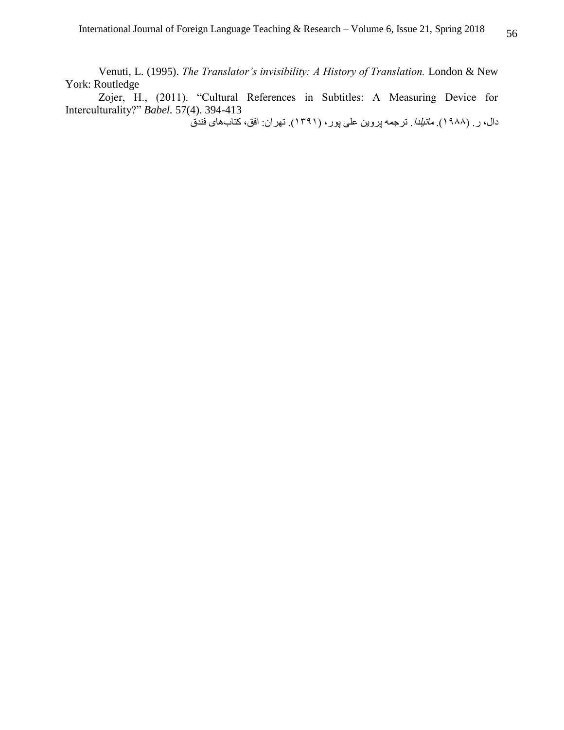Venuti, L. (1995). *The Translator's invisibility: A History of Translation.* London & New York: Routledge

Zojer, H., (2011). "Cultural References in Subtitles: A Measuring Device for Interculturality?" *Babel.* 57(4). 394-413

دال، ر. (۱۹۸۸). *ماتیلدا*. ترجمه پروین علی پور، (۱۳۹۱). تهران: افق، کتاب‌های فندق